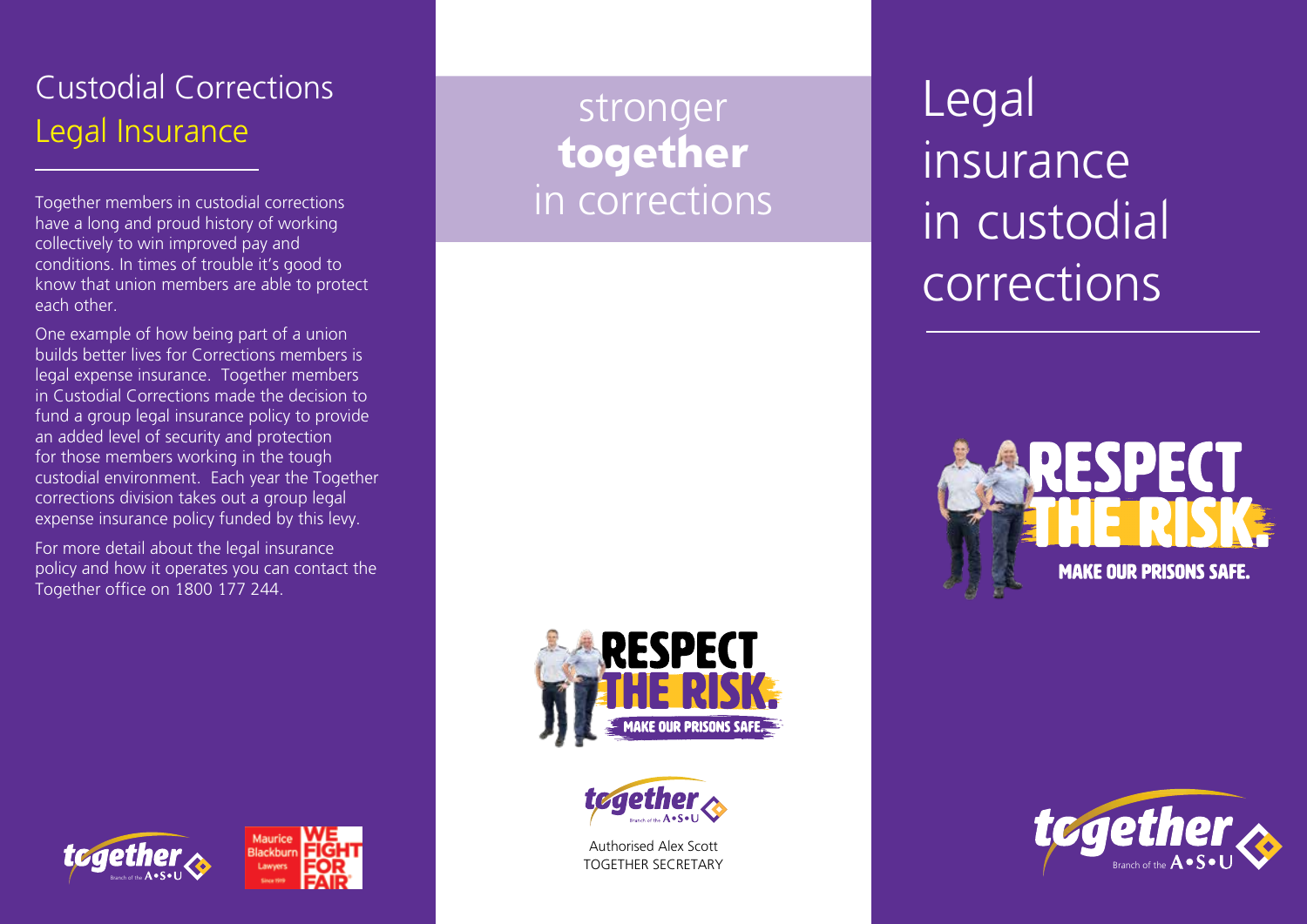# Custodial Corrections Legal Insurance

Together members in custodial corrections have a long and proud history of working collectively to win improved pay and conditions. In times of trouble it's good to know that union members are able to protect each other.

One example of how being part of a union builds better lives for Corrections members is legal expense insurance. Together members in Custodial Corrections made the decision to fund a group legal insurance policy to provide an added level of security and protection for those members working in the tough custodial environment. Each year the Together corrections division takes out a group legal expense insurance policy funded by this levy.

For more detail about the legal insurance policy and how it operates you can contact the Together office on 1800 177 244.

Maurice Blackburn Lawyers — WE FIGHT FOR FAIR

stronger **together** in corrections

RESPECT THE RISK. MAKE OUR PRISONS SAFE.

together — Branch of the A•S•U

Authorised Alex Scott
TOGETHER SECRETARY

# Legal insurance in custodial corrections

RESPECT THE RISK. MAKE OUR PRISONS SAFE.

together — Branch of the A•S•U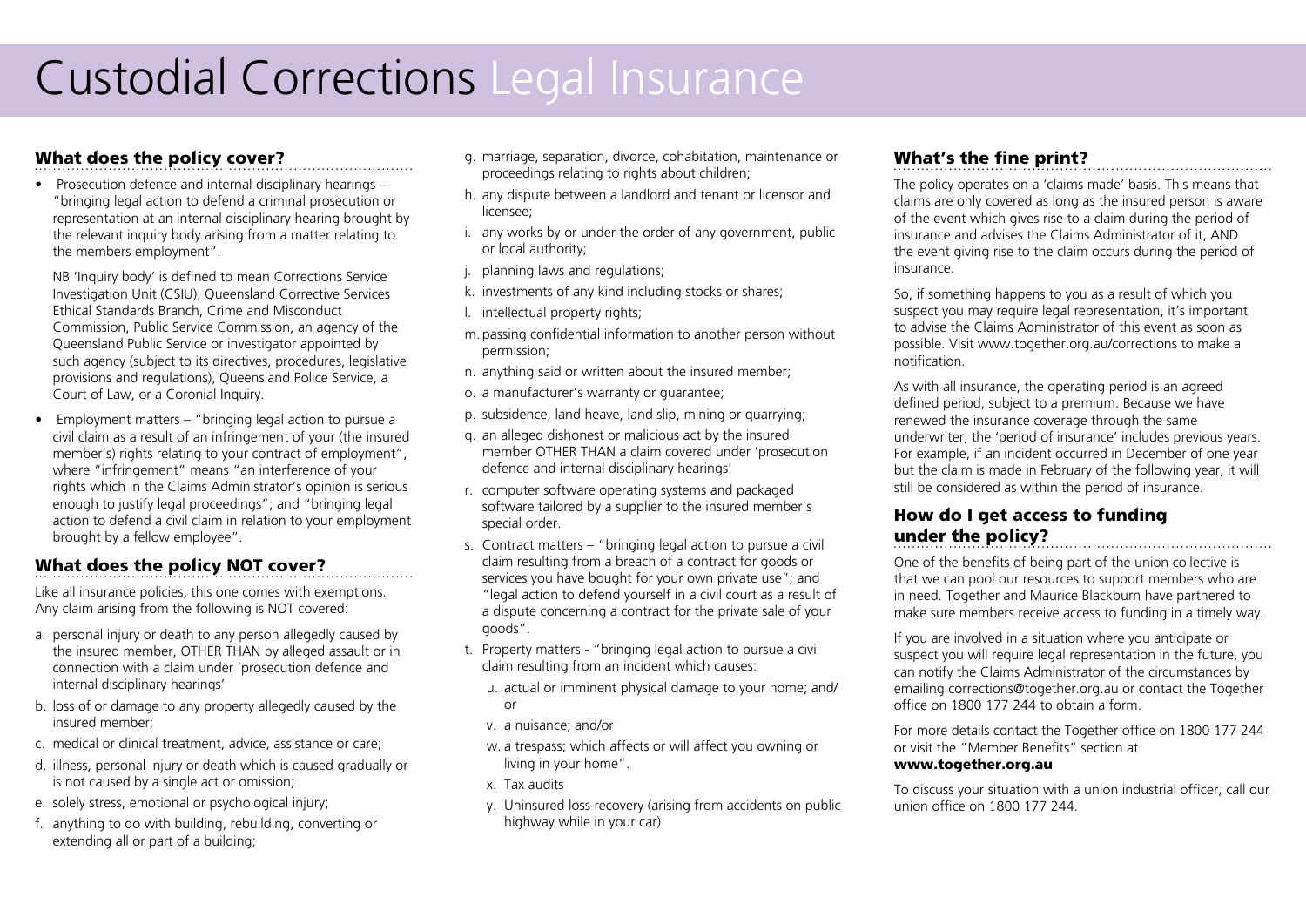# Custodial Corrections Legal Insurance

## What does the policy cover?

- Prosecution defence and internal disciplinary hearings – "bringing legal action to defend a criminal prosecution or representation at an internal disciplinary hearing brought by the relevant inquiry body arising from a matter relating to the members employment".

  NB 'Inquiry body' is defined to mean Corrections Service Investigation Unit (CSIU), Queensland Corrective Services Ethical Standards Branch, Crime and Misconduct Commission, Public Service Commission, an agency of the Queensland Public Service or investigator appointed by such agency (subject to its directives, procedures, legislative provisions and regulations), Queensland Police Service, a Court of Law, or a Coronial Inquiry.

- Employment matters – "bringing legal action to pursue a civil claim as a result of an infringement of your (the insured member's) rights relating to your contract of employment", where "infringement" means "an interference of your rights which in the Claims Administrator's opinion is serious enough to justify legal proceedings"; and "bringing legal action to defend a civil claim in relation to your employment brought by a fellow employee".

## What does the policy NOT cover?

Like all insurance policies, this one comes with exemptions. Any claim arising from the following is NOT covered:

a. personal injury or death to any person allegedly caused by the insured member, OTHER THAN by alleged assault or in connection with a claim under 'prosecution defence and internal disciplinary hearings'

b. loss of or damage to any property allegedly caused by the insured member;

c. medical or clinical treatment, advice, assistance or care;

d. illness, personal injury or death which is caused gradually or is not caused by a single act or omission;

e. solely stress, emotional or psychological injury;

f. anything to do with building, rebuilding, converting or extending all or part of a building;

g. marriage, separation, divorce, cohabitation, maintenance or proceedings relating to rights about children;

h. any dispute between a landlord and tenant or licensor and licensee;

i. any works by or under the order of any government, public or local authority;

j. planning laws and regulations;

k. investments of any kind including stocks or shares;

l. intellectual property rights;

m. passing confidential information to another person without permission;

n. anything said or written about the insured member;

o. a manufacturer's warranty or guarantee;

p. subsidence, land heave, land slip, mining or quarrying;

q. an alleged dishonest or malicious act by the insured member OTHER THAN a claim covered under 'prosecution defence and internal disciplinary hearings'

r. computer software operating systems and packaged software tailored by a supplier to the insured member's special order.

s. Contract matters – "bringing legal action to pursue a civil claim resulting from a breach of a contract for goods or services you have bought for your own private use"; and "legal action to defend yourself in a civil court as a result of a dispute concerning a contract for the private sale of your goods".

t. Property matters - "bringing legal action to pursue a civil claim resulting from an incident which causes:

   u. actual or imminent physical damage to your home; and/or

   v. a nuisance; and/or

   w. a trespass; which affects or will affect you owning or living in your home".

   x. Tax audits

   y. Uninsured loss recovery (arising from accidents on public highway while in your car)

## What's the fine print?

The policy operates on a 'claims made' basis. This means that claims are only covered as long as the insured person is aware of the event which gives rise to a claim during the period of insurance and advises the Claims Administrator of it, AND the event giving rise to the claim occurs during the period of insurance.

So, if something happens to you as a result of which you suspect you may require legal representation, it's important to advise the Claims Administrator of this event as soon as possible. Visit www.together.org.au/corrections to make a notification.

As with all insurance, the operating period is an agreed defined period, subject to a premium. Because we have renewed the insurance coverage through the same underwriter, the 'period of insurance' includes previous years. For example, if an incident occurred in December of one year but the claim is made in February of the following year, it will still be considered as within the period of insurance.

## How do I get access to funding under the policy?

One of the benefits of being part of the union collective is that we can pool our resources to support members who are in need. Together and Maurice Blackburn have partnered to make sure members receive access to funding in a timely way.

If you are involved in a situation where you anticipate or suspect you will require legal representation in the future, you can notify the Claims Administrator of the circumstances by emailing corrections@together.org.au or contact the Together office on 1800 177 244 to obtain a form.

For more details contact the Together office on 1800 177 244 or visit the "Member Benefits" section at **www.together.org.au**

To discuss your situation with a union industrial officer, call our union office on 1800 177 244.